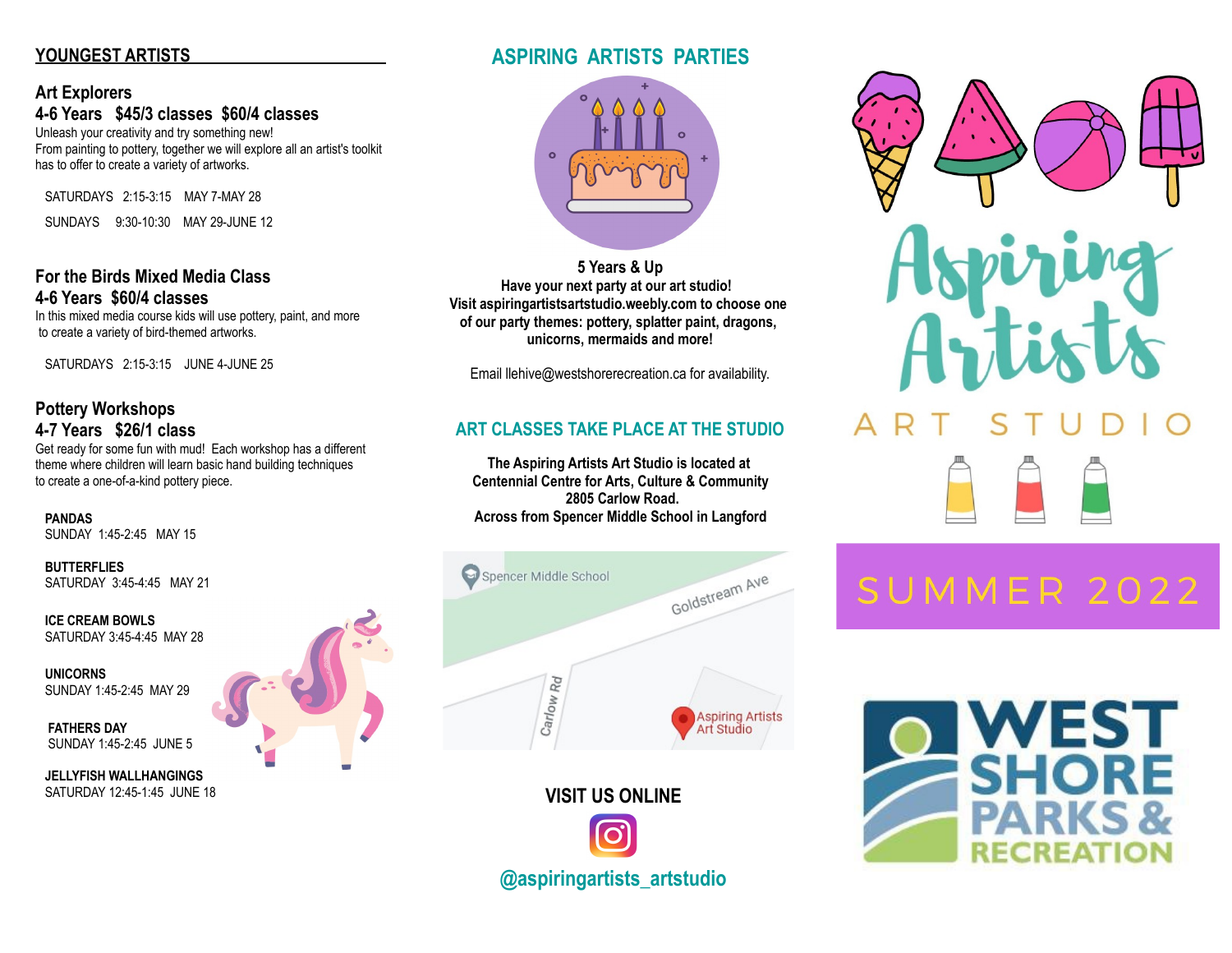## YOUNGEST ARTISTS

### Art Explorers
**4-6 Years $45/3 classes $60/4 classes**

Unleash your creativity and try something new!
From painting to pottery, together we will explore all an artist's toolkit has to offer to create a variety of artworks.

SATURDAYS 2:15-3:15 MAY 7-MAY 28

SUNDAYS 9:30-10:30 MAY 29-JUNE 12

### For the Birds Mixed Media Class
**4-6 Years $60/4 classes**

In this mixed media course kids will use pottery, paint, and more to create a variety of bird-themed artworks.

SATURDAYS 2:15-3:15 JUNE 4-JUNE 25

### Pottery Workshops
**4-7 Years $26/1 class**

Get ready for some fun with mud! Each workshop has a different theme where children will learn basic hand building techniques to create a one-of-a-kind pottery piece.

**PANDAS**
SUNDAY 1:45-2:45 MAY 15

**BUTTERFLIES**
SATURDAY 3:45-4:45 MAY 21

**ICE CREAM BOWLS**
SATURDAY 3:45-4:45 MAY 28

**UNICORNS**
SUNDAY 1:45-2:45 MAY 29

**FATHERS DAY**
SUNDAY 1:45-2:45 JUNE 5

**JELLYFISH WALLHANGINGS**
SATURDAY 12:45-1:45 JUNE 18

## ASPIRING ARTISTS PARTIES

**5 Years & Up**
**Have your next party at our art studio!**
**Visit aspiringartistsartstudio.weebly.com to choose one of our party themes: pottery, splatter paint, dragons, unicorns, mermaids and more!**

Email llehive@westshorerecreation.ca for availability.

## ART CLASSES TAKE PLACE AT THE STUDIO

**The Aspiring Artists Art Studio is located at**
**Centennial Centre for Arts, Culture & Community**
**2805 Carlow Road.**
**Across from Spencer Middle School in Langford**

Spencer Middle School
Goldstream Ave
Carlow Rd
Aspiring Artists Art Studio

## VISIT US ONLINE

**@aspiringartists_artstudio**

# Aspiring Artists
# ART STUDIO

## SUMMER 2022

WEST SHORE PARKS & RECREATION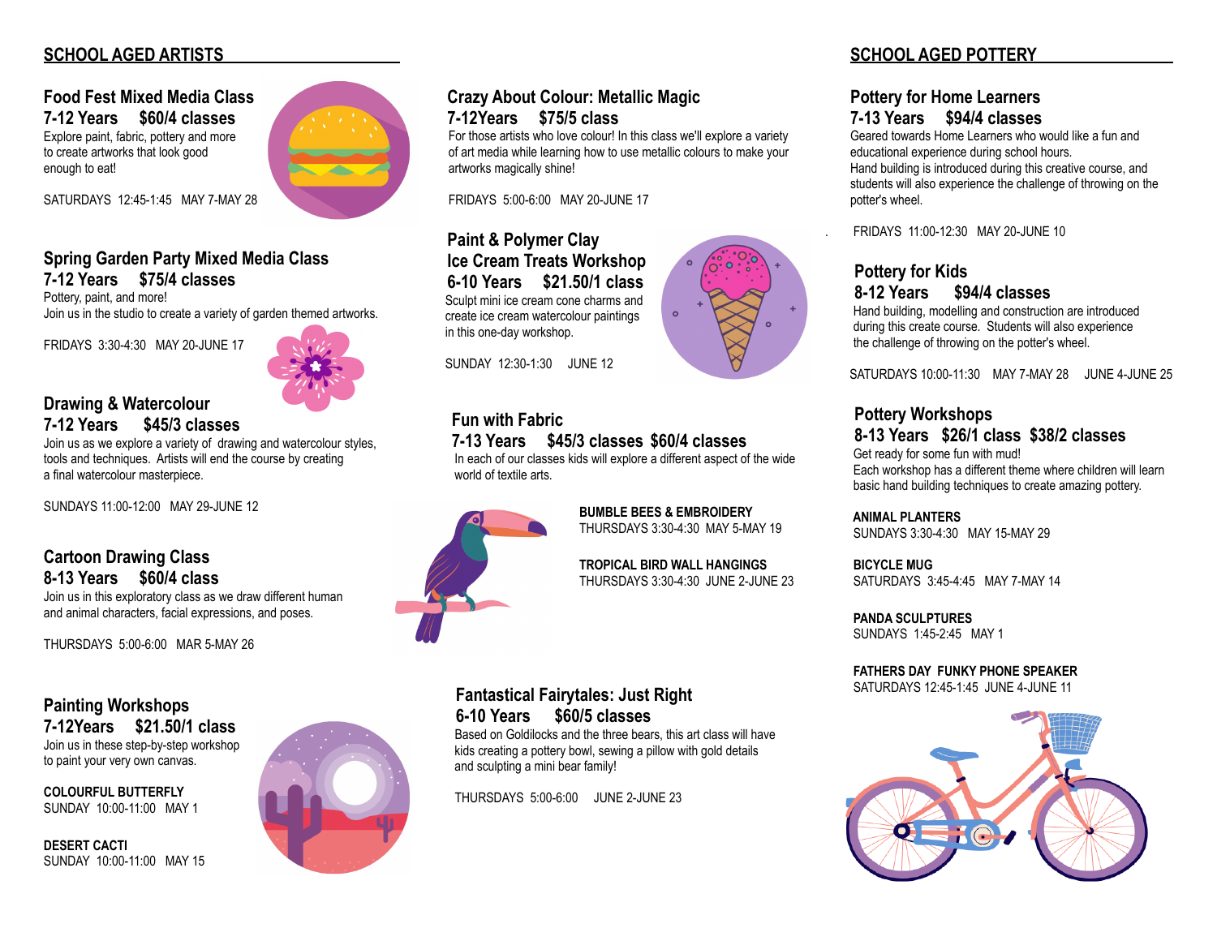## SCHOOL AGED ARTISTS

### Food Fest Mixed Media Class

**7-12 Years $60/4 classes**

Explore paint, fabric, pottery and more to create artworks that look good enough to eat!

SATURDAYS 12:45-1:45 MAY 7-MAY 28

### Spring Garden Party Mixed Media Class

**7-12 Years $75/4 classes**

Pottery, paint, and more!
Join us in the studio to create a variety of garden themed artworks.

FRIDAYS 3:30-4:30 MAY 20-JUNE 17

### Drawing & Watercolour

**7-12 Years $45/3 classes**

Join us as we explore a variety of drawing and watercolour styles, tools and techniques. Artists will end the course by creating a final watercolour masterpiece.

SUNDAYS 11:00-12:00 MAY 29-JUNE 12

### Cartoon Drawing Class

**8-13 Years $60/4 classes**

Join us in this exploratory class as we draw different human and animal characters, facial expressions, and poses.

THURSDAYS 5:00-6:00 MAR 5-MAY 26

### Painting Workshops

**7-12Years $21.50/1 class**

Join us in these step-by-step workshop to paint your very own canvas.

**COLOURFUL BUTTERFLY**
SUNDAY 10:00-11:00 MAY 1

**DESERT CACTI**
SUNDAY 10:00-11:00 MAY 15

### Crazy About Colour: Metallic Magic

**7-12Years $75/5 class**

For those artists who love colour! In this class we'll explore a variety of art media while learning how to use metallic colours to make your artworks magically shine!

FRIDAYS 5:00-6:00 MAY 20-JUNE 17

### Paint & Polymer Clay Ice Cream Treats Workshop

**6-10 Years $21.50/1 class**

Sculpt mini ice cream cone charms and create ice cream watercolour paintings in this one-day workshop.

SUNDAY 12:30-1:30 JUNE 12

### Fun with Fabric

**7-13 Years $45/3 classes $60/4 classes**

In each of our classes kids will explore a different aspect of the wide world of textile arts.

**BUMBLE BEES & EMBROIDERY**
THURSDAYS 3:30-4:30 MAY 5-MAY 19

**TROPICAL BIRD WALL HANGINGS**
THURSDAYS 3:30-4:30 JUNE 2-JUNE 23

### Fantastical Fairytales: Just Right

**6-10 Years $60/5 classes**

Based on Goldilocks and the three bears, this art class will have kids creating a pottery bowl, sewing a pillow with gold details and sculpting a mini bear family!

THURSDAYS 5:00-6:00 JUNE 2-JUNE 23

## SCHOOL AGED POTTERY

### Pottery for Home Learners

**7-13 Years $94/4 classes**

Geared towards Home Learners who would like a fun and educational experience during school hours.
Hand building is introduced during this creative course, and students will also experience the challenge of throwing on the potter's wheel.

FRIDAYS 11:00-12:30 MAY 20-JUNE 10

### Pottery for Kids

**8-12 Years $94/4 classes**

Hand building, modelling and construction are introduced during this create course. Students will also experience the challenge of throwing on the potter's wheel.

SATURDAYS 10:00-11:30 MAY 7-MAY 28 JUNE 4-JUNE 25

### Pottery Workshops

**8-13 Years $26/1 class $38/2 classes**

Get ready for some fun with mud!
Each workshop has a different theme where children will learn basic hand building techniques to create amazing pottery.

**ANIMAL PLANTERS**
SUNDAYS 3:30-4:30 MAY 15-MAY 29

**BICYCLE MUG**
SATURDAYS 3:45-4:45 MAY 7-MAY 14

**PANDA SCULPTURES**
SUNDAYS 1:45-2:45 MAY 1

**FATHERS DAY FUNKY PHONE SPEAKER**
SATURDAYS 12:45-1:45 JUNE 4-JUNE 11